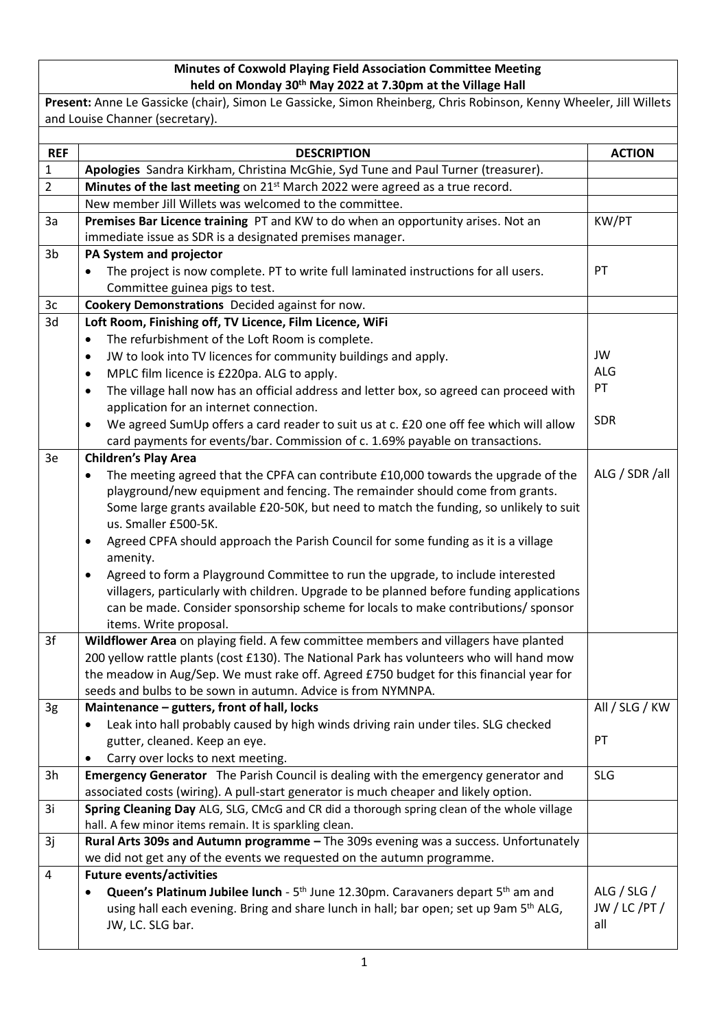**Minutes of Coxwold Playing Field Association Committee Meeting held on Monday 30th May 2022 at 7.30pm at the Village Hall**

**Present:** Anne Le Gassicke (chair), Simon Le Gassicke, Simon Rheinberg, Chris Robinson, Kenny Wheeler, Jill Willets and Louise Channer (secretary).

| REF | DESCRIPTION | ACTION |
|---|---|---|
| 1 | **Apologies** Sandra Kirkham, Christina McGhie, Syd Tune and Paul Turner (treasurer). | |
| 2 | **Minutes of the last meeting** on 21st March 2022 were agreed as a true record. | |
| | New member Jill Willets was welcomed to the committee. | |
| 3a | **Premises Bar Licence training** PT and KW to do when an opportunity arises. Not an immediate issue as SDR is a designated premises manager. | KW/PT |
| 3b | **PA System and projector**<br>• The project is now complete. PT to write full laminated instructions for all users. Committee guinea pigs to test. | PT |
| 3c | **Cookery Demonstrations** Decided against for now. | |
| 3d | **Loft Room, Finishing off, TV Licence, Film Licence, WiFi**<br>• The refurbishment of the Loft Room is complete.<br>• JW to look into TV licences for community buildings and apply.<br>• MPLC film licence is £220pa. ALG to apply.<br>• The village hall now has an official address and letter box, so agreed can proceed with application for an internet connection.<br>• We agreed SumUp offers a card reader to suit us at c. £20 one off fee which will allow card payments for events/bar. Commission of c. 1.69% payable on transactions. | JW<br>ALG<br>PT<br>SDR |
| 3e | **Children's Play Area**<br>• The meeting agreed that the CPFA can contribute £10,000 towards the upgrade of the playground/new equipment and fencing. The remainder should come from grants. Some large grants available £20-50K, but need to match the funding, so unlikely to suit us. Smaller £500-5K.<br>• Agreed CPFA should approach the Parish Council for some funding as it is a village amenity.<br>• Agreed to form a Playground Committee to run the upgrade, to include interested villagers, particularly with children. Upgrade to be planned before funding applications can be made. Consider sponsorship scheme for locals to make contributions/ sponsor items. Write proposal. | ALG / SDR /all |
| 3f | **Wildflower Area** on playing field. A few committee members and villagers have planted 200 yellow rattle plants (cost £130). The National Park has volunteers who will hand mow the meadow in Aug/Sep. We must rake off. Agreed £750 budget for this financial year for seeds and bulbs to be sown in autumn. Advice is from NYMNPA. | |
| 3g | **Maintenance – gutters, front of hall, locks**<br>• Leak into hall probably caused by high winds driving rain under tiles. SLG checked gutter, cleaned. Keep an eye.<br>• Carry over locks to next meeting. | All / SLG / KW<br>PT |
| 3h | **Emergency Generator** The Parish Council is dealing with the emergency generator and associated costs (wiring). A pull-start generator is much cheaper and likely option. | SLG |
| 3i | **Spring Cleaning Day** ALG, SLG, CMcG and CR did a thorough spring clean of the whole village hall. A few minor items remain. It is sparkling clean. | |
| 3j | **Rural Arts 309s and Autumn programme –** The 309s evening was a success. Unfortunately we did not get any of the events we requested on the autumn programme. | |
| 4 | **Future events/activities**<br>• **Queen's Platinum Jubilee lunch** - 5th June 12.30pm. Caravaners depart 5th am and using hall each evening. Bring and share lunch in hall; bar open; set up 9am 5th ALG, JW, LC. SLG bar. | ALG / SLG / JW / LC /PT / all |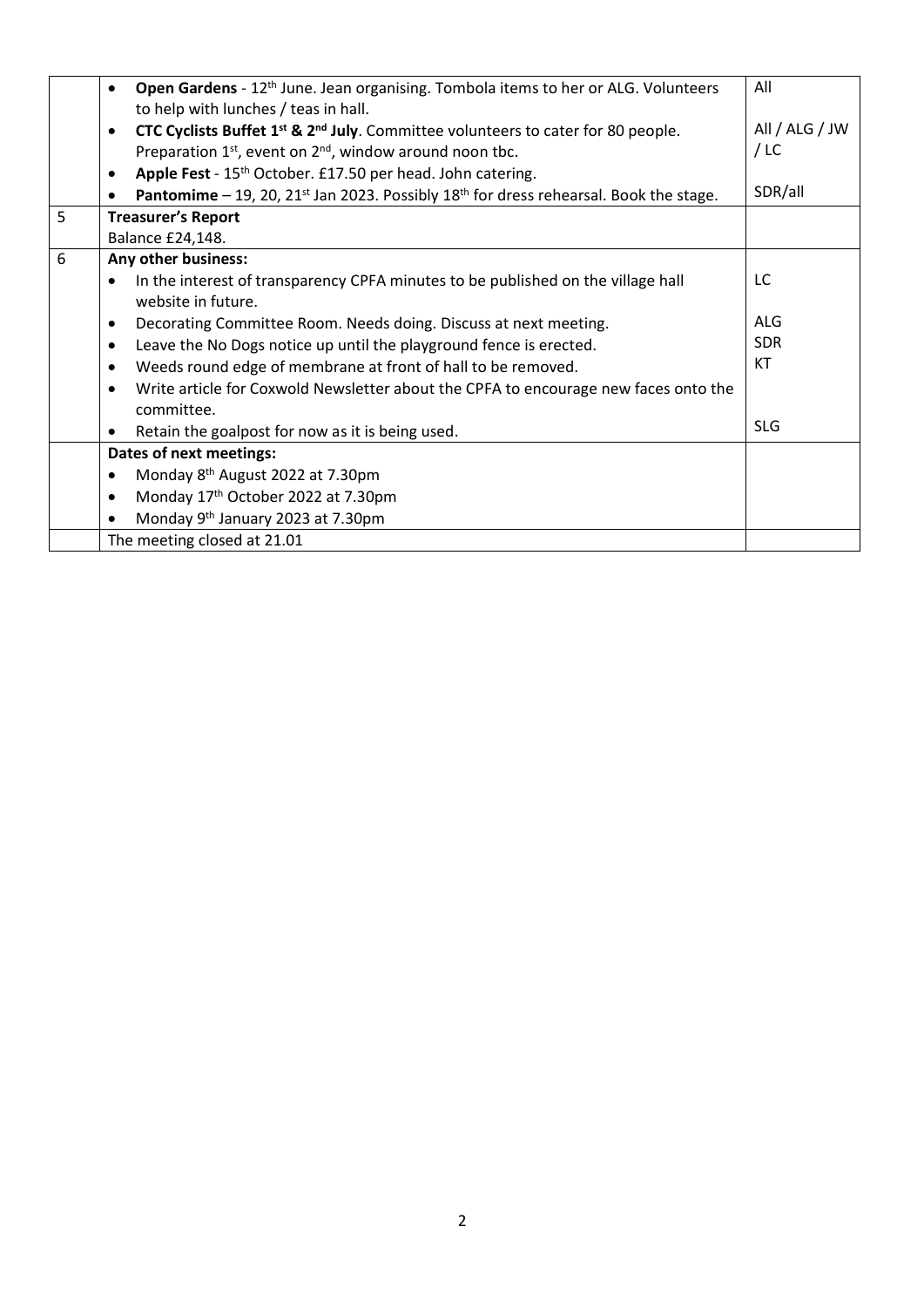| | | |
|---|---|---|
| | • **Open Gardens** - 12th June. Jean organising. Tombola items to her or ALG. Volunteers to help with lunches / teas in hall.<br>• **CTC Cyclists Buffet 1st & 2nd July**. Committee volunteers to cater for 80 people. Preparation 1st, event on 2nd, window around noon tbc.<br>• **Apple Fest** - 15th October. £17.50 per head. John catering.<br>• **Pantomime** – 19, 20, 21st Jan 2023. Possibly 18th for dress rehearsal. Book the stage. | All<br><br>All / ALG / JW / LC<br><br><br>SDR/all |
| 5 | **Treasurer's Report**<br>Balance £24,148. | |
| 6 | **Any other business:**<br>• In the interest of transparency CPFA minutes to be published on the village hall website in future.<br>• Decorating Committee Room. Needs doing. Discuss at next meeting.<br>• Leave the No Dogs notice up until the playground fence is erected.<br>• Weeds round edge of membrane at front of hall to be removed.<br>• Write article for Coxwold Newsletter about the CPFA to encourage new faces onto the committee.<br>• Retain the goalpost for now as it is being used. | LC<br><br>ALG<br>SDR<br>KT<br><br>SLG |
| | **Dates of next meetings:**<br>• Monday 8th August 2022 at 7.30pm<br>• Monday 17th October 2022 at 7.30pm<br>• Monday 9th January 2023 at 7.30pm | |
| | The meeting closed at 21.01 | |